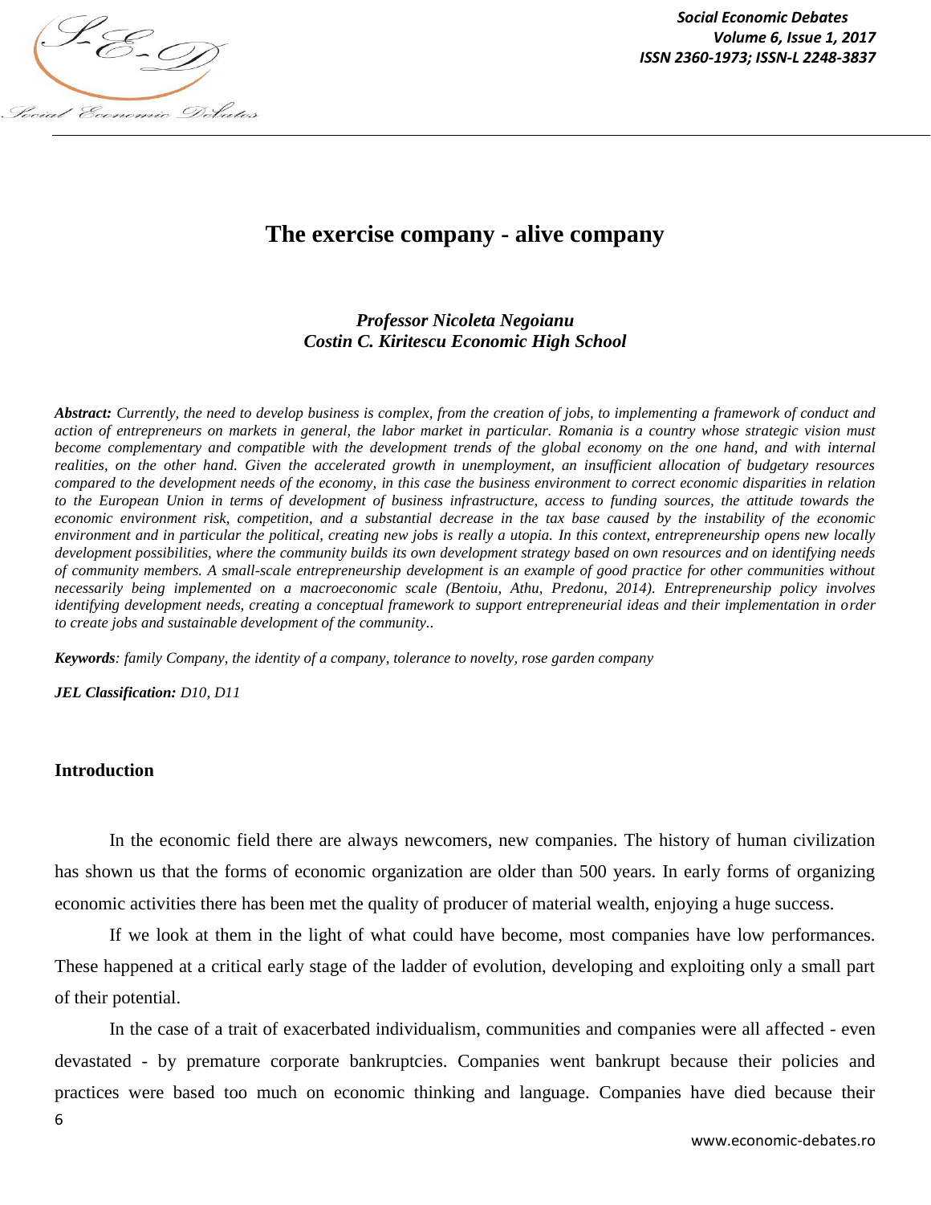# The exercise company - alive company

***Professor Nicoleta Negoianu***
***Costin C. Kiritescu Economic High School***

***Abstract:*** *Currently, the need to develop business is complex, from the creation of jobs, to implementing a framework of conduct and action of entrepreneurs on markets in general, the labor market in particular. Romania is a country whose strategic vision must become complementary and compatible with the development trends of the global economy on the one hand, and with internal realities, on the other hand. Given the accelerated growth in unemployment, an insufficient allocation of budgetary resources compared to the development needs of the economy, in this case the business environment to correct economic disparities in relation to the European Union in terms of development of business infrastructure, access to funding sources, the attitude towards the economic environment risk, competition, and a substantial decrease in the tax base caused by the instability of the economic environment and in particular the political, creating new jobs is really a utopia. In this context, entrepreneurship opens new locally development possibilities, where the community builds its own development strategy based on own resources and on identifying needs of community members. A small-scale entrepreneurship development is an example of good practice for other communities without necessarily being implemented on a macroeconomic scale (Bentoiu, Athu, Predonu, 2014). Entrepreneurship policy involves identifying development needs, creating a conceptual framework to support entrepreneurial ideas and their implementation in order to create jobs and sustainable development of the community..*

***Keywords****: family Company, the identity of a company, tolerance to novelty, rose garden company*

***JEL Classification:*** *D10, D11*

## Introduction

In the economic field there are always newcomers, new companies. The history of human civilization has shown us that the forms of economic organization are older than 500 years. In early forms of organizing economic activities there has been met the quality of producer of material wealth, enjoying a huge success.

If we look at them in the light of what could have become, most companies have low performances. These happened at a critical early stage of the ladder of evolution, developing and exploiting only a small part of their potential.

In the case of a trait of exacerbated individualism, communities and companies were all affected - even devastated - by premature corporate bankruptcies. Companies went bankrupt because their policies and practices were based too much on economic thinking and language. Companies have died because their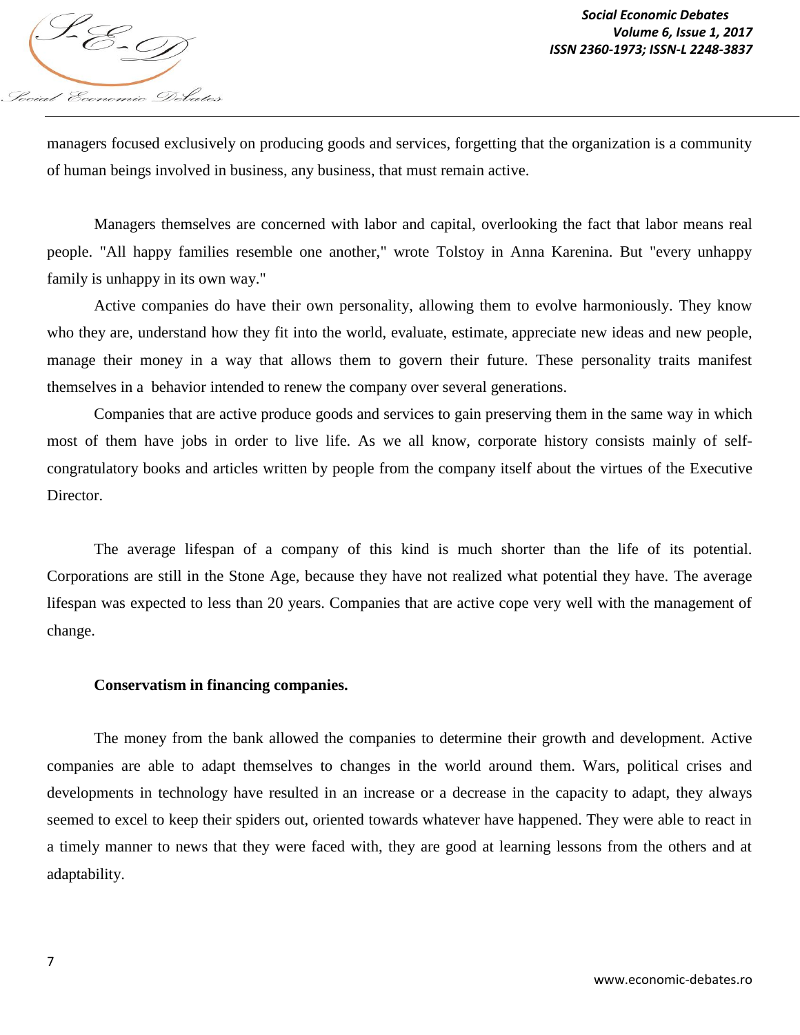managers focused exclusively on producing goods and services, forgetting that the organization is a community of human beings involved in business, any business, that must remain active.

Managers themselves are concerned with labor and capital, overlooking the fact that labor means real people. "All happy families resemble one another," wrote Tolstoy in Anna Karenina. But "every unhappy family is unhappy in its own way."

Active companies do have their own personality, allowing them to evolve harmoniously. They know who they are, understand how they fit into the world, evaluate, estimate, appreciate new ideas and new people, manage their money in a way that allows them to govern their future. These personality traits manifest themselves in a behavior intended to renew the company over several generations.

Companies that are active produce goods and services to gain preserving them in the same way in which most of them have jobs in order to live life. As we all know, corporate history consists mainly of self-congratulatory books and articles written by people from the company itself about the virtues of the Executive Director.

The average lifespan of a company of this kind is much shorter than the life of its potential. Corporations are still in the Stone Age, because they have not realized what potential they have. The average lifespan was expected to less than 20 years. Companies that are active cope very well with the management of change.

**Conservatism in financing companies.**

The money from the bank allowed the companies to determine their growth and development. Active companies are able to adapt themselves to changes in the world around them. Wars, political crises and developments in technology have resulted in an increase or a decrease in the capacity to adapt, they always seemed to excel to keep their spiders out, oriented towards whatever have happened. They were able to react in a timely manner to news that they were faced with, they are good at learning lessons from the others and at adaptability.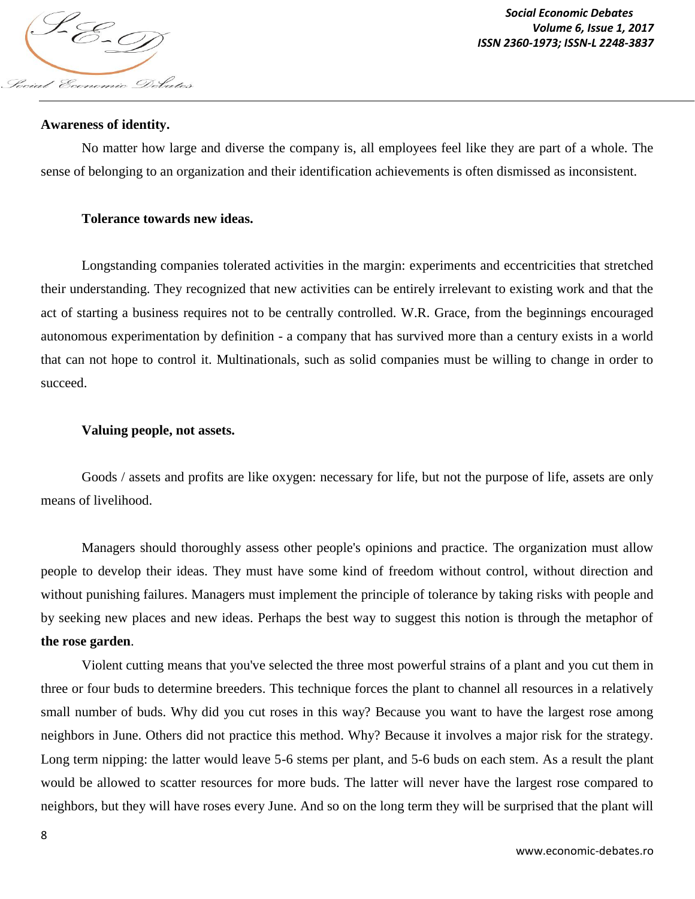**Awareness of identity.**

No matter how large and diverse the company is, all employees feel like they are part of a whole. The sense of belonging to an organization and their identification achievements is often dismissed as inconsistent.

**Tolerance towards new ideas.**

Longstanding companies tolerated activities in the margin: experiments and eccentricities that stretched their understanding. They recognized that new activities can be entirely irrelevant to existing work and that the act of starting a business requires not to be centrally controlled. W.R. Grace, from the beginnings encouraged autonomous experimentation by definition - a company that has survived more than a century exists in a world that can not hope to control it. Multinationals, such as solid companies must be willing to change in order to succeed.

**Valuing people, not assets.**

Goods / assets and profits are like oxygen: necessary for life, but not the purpose of life, assets are only means of livelihood.

Managers should thoroughly assess other people's opinions and practice. The organization must allow people to develop their ideas. They must have some kind of freedom without control, without direction and without punishing failures. Managers must implement the principle of tolerance by taking risks with people and by seeking new places and new ideas. Perhaps the best way to suggest this notion is through the metaphor of **the rose garden**.

Violent cutting means that you've selected the three most powerful strains of a plant and you cut them in three or four buds to determine breeders. This technique forces the plant to channel all resources in a relatively small number of buds. Why did you cut roses in this way? Because you want to have the largest rose among neighbors in June. Others did not practice this method. Why? Because it involves a major risk for the strategy. Long term nipping: the latter would leave 5-6 stems per plant, and 5-6 buds on each stem. As a result the plant would be allowed to scatter resources for more buds. The latter will never have the largest rose compared to neighbors, but they will have roses every June. And so on the long term they will be surprised that the plant will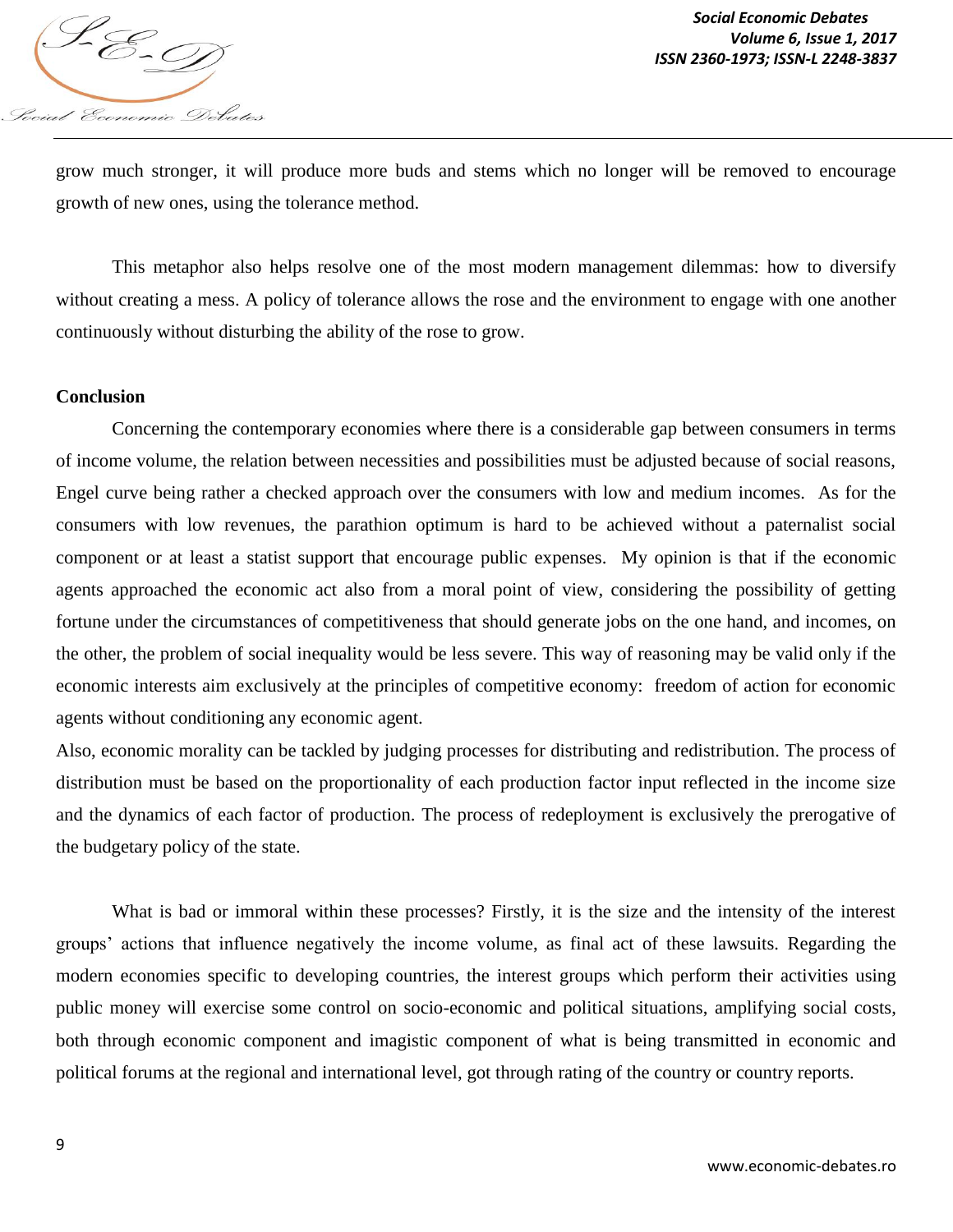grow much stronger, it will produce more buds and stems which no longer will be removed to encourage growth of new ones, using the tolerance method.

This metaphor also helps resolve one of the most modern management dilemmas: how to diversify without creating a mess. A policy of tolerance allows the rose and the environment to engage with one another continuously without disturbing the ability of the rose to grow.

**Conclusion**

Concerning the contemporary economies where there is a considerable gap between consumers in terms of income volume, the relation between necessities and possibilities must be adjusted because of social reasons, Engel curve being rather a checked approach over the consumers with low and medium incomes. As for the consumers with low revenues, the parathion optimum is hard to be achieved without a paternalist social component or at least a statist support that encourage public expenses. My opinion is that if the economic agents approached the economic act also from a moral point of view, considering the possibility of getting fortune under the circumstances of competitiveness that should generate jobs on the one hand, and incomes, on the other, the problem of social inequality would be less severe. This way of reasoning may be valid only if the economic interests aim exclusively at the principles of competitive economy: freedom of action for economic agents without conditioning any economic agent.

Also, economic morality can be tackled by judging processes for distributing and redistribution. The process of distribution must be based on the proportionality of each production factor input reflected in the income size and the dynamics of each factor of production. The process of redeployment is exclusively the prerogative of the budgetary policy of the state.

What is bad or immoral within these processes? Firstly, it is the size and the intensity of the interest groups' actions that influence negatively the income volume, as final act of these lawsuits. Regarding the modern economies specific to developing countries, the interest groups which perform their activities using public money will exercise some control on socio-economic and political situations, amplifying social costs, both through economic component and imagistic component of what is being transmitted in economic and political forums at the regional and international level, got through rating of the country or country reports.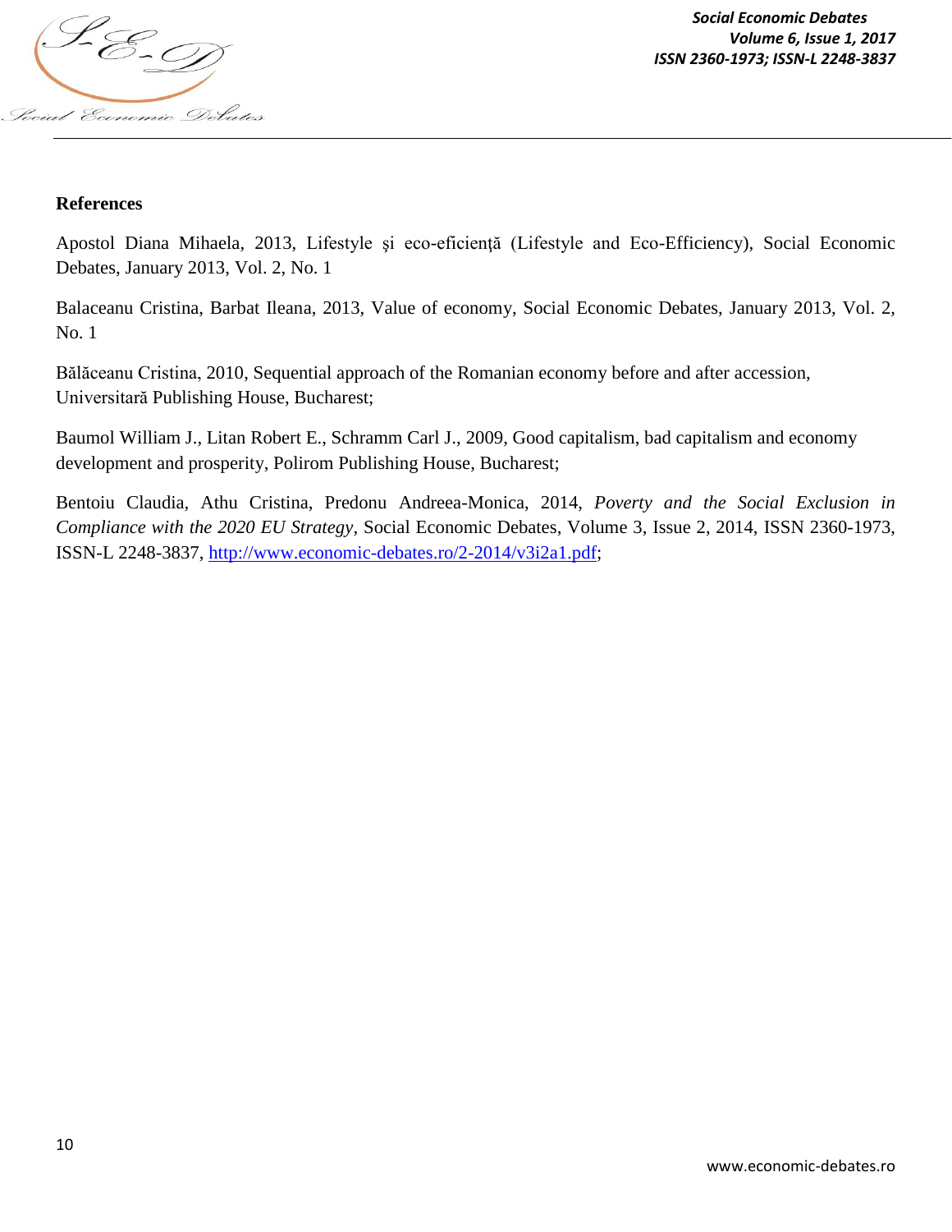## References

Apostol Diana Mihaela, 2013, Lifestyle şi eco-eficienţă (Lifestyle and Eco-Efficiency), Social Economic Debates, January 2013, Vol. 2, No. 1

Balaceanu Cristina, Barbat Ileana, 2013, Value of economy, Social Economic Debates, January 2013, Vol. 2, No. 1

Bălăceanu Cristina, 2010, Sequential approach of the Romanian economy before and after accession, Universitară Publishing House, Bucharest;

Baumol William J., Litan Robert E., Schramm Carl J., 2009, Good capitalism, bad capitalism and economy development and prosperity, Polirom Publishing House, Bucharest;

Bentoiu Claudia, Athu Cristina, Predonu Andreea-Monica, 2014, *Poverty and the Social Exclusion in Compliance with the 2020 EU Strategy*, Social Economic Debates, Volume 3, Issue 2, 2014, ISSN 2360-1973, ISSN-L 2248-3837, http://www.economic-debates.ro/2-2014/v3i2a1.pdf;